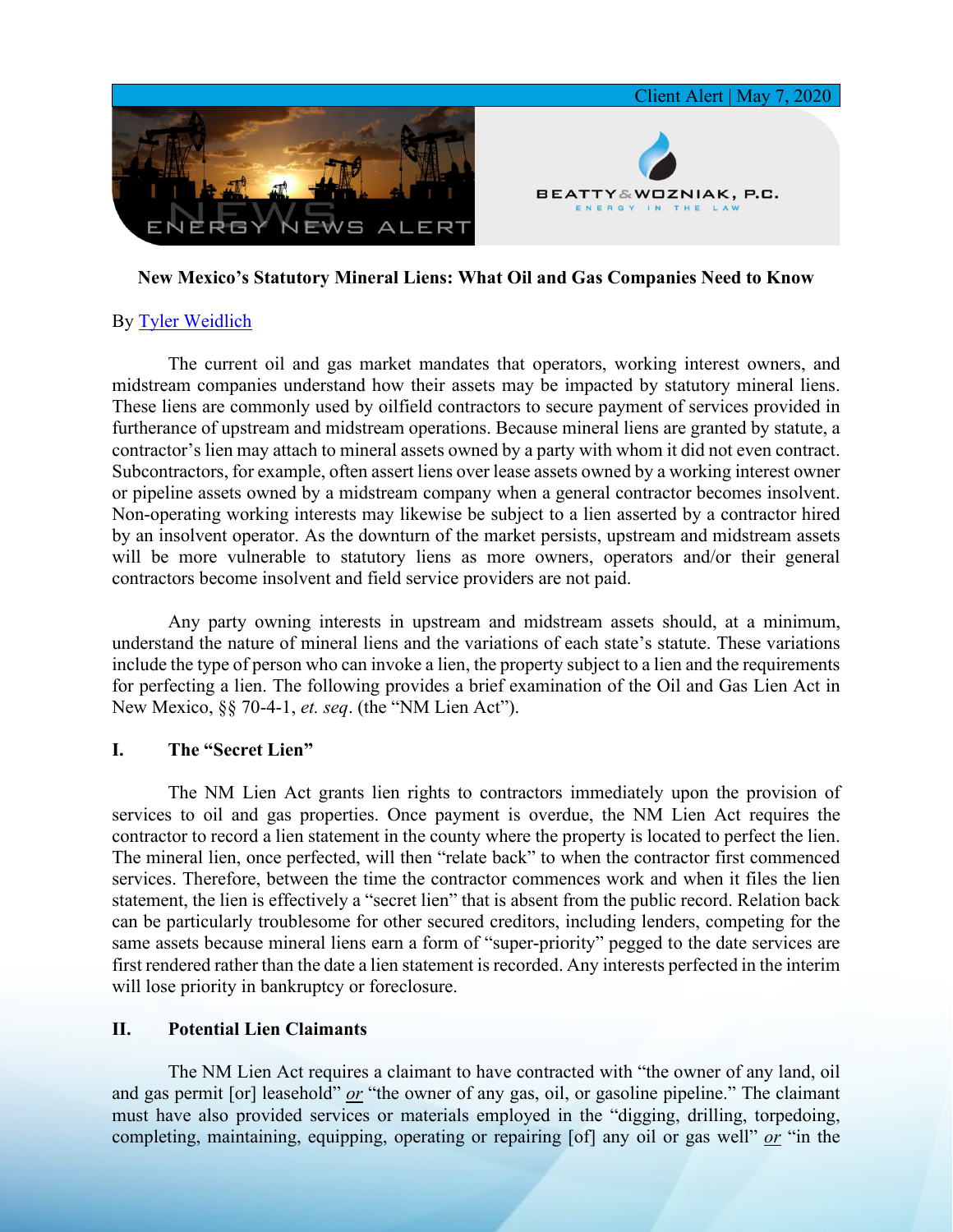Client Alert | May 7, 2020

**New Mexico's Statutory Mineral Liens: What Oil and Gas Companies Need to Know**

By Tyler Weidlich

The current oil and gas market mandates that operators, working interest owners, and midstream companies understand how their assets may be impacted by statutory mineral liens. These liens are commonly used by oilfield contractors to secure payment of services provided in furtherance of upstream and midstream operations. Because mineral liens are granted by statute, a contractor's lien may attach to mineral assets owned by a party with whom it did not even contract. Subcontractors, for example, often assert liens over lease assets owned by a working interest owner or pipeline assets owned by a midstream company when a general contractor becomes insolvent. Non-operating working interests may likewise be subject to a lien asserted by a contractor hired by an insolvent operator. As the downturn of the market persists, upstream and midstream assets will be more vulnerable to statutory liens as more owners, operators and/or their general contractors become insolvent and field service providers are not paid.

Any party owning interests in upstream and midstream assets should, at a minimum, understand the nature of mineral liens and the variations of each state's statute. These variations include the type of person who can invoke a lien, the property subject to a lien and the requirements for perfecting a lien. The following provides a brief examination of the Oil and Gas Lien Act in New Mexico, §§ 70-4-1, *et. seq*. (the "NM Lien Act").

## I. The "Secret Lien"

The NM Lien Act grants lien rights to contractors immediately upon the provision of services to oil and gas properties. Once payment is overdue, the NM Lien Act requires the contractor to record a lien statement in the county where the property is located to perfect the lien. The mineral lien, once perfected, will then "relate back" to when the contractor first commenced services. Therefore, between the time the contractor commences work and when it files the lien statement, the lien is effectively a "secret lien" that is absent from the public record. Relation back can be particularly troublesome for other secured creditors, including lenders, competing for the same assets because mineral liens earn a form of "super-priority" pegged to the date services are first rendered rather than the date a lien statement is recorded. Any interests perfected in the interim will lose priority in bankruptcy or foreclosure.

## II. Potential Lien Claimants

The NM Lien Act requires a claimant to have contracted with "the owner of any land, oil and gas permit [or] leasehold" ***or*** "the owner of any gas, oil, or gasoline pipeline." The claimant must have also provided services or materials employed in the "digging, drilling, torpedoing, completing, maintaining, equipping, operating or repairing [of] any oil or gas well" ***or*** "in the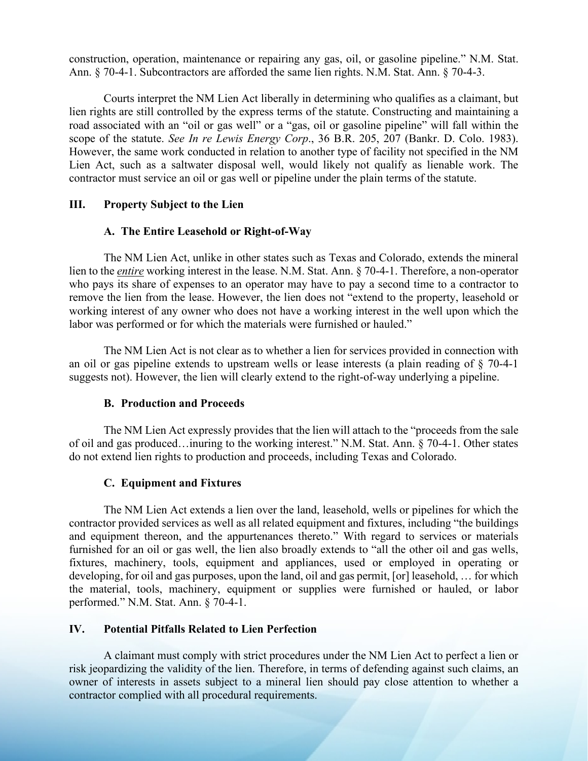construction, operation, maintenance or repairing any gas, oil, or gasoline pipeline." N.M. Stat. Ann. § 70-4-1. Subcontractors are afforded the same lien rights. N.M. Stat. Ann. § 70-4-3.

Courts interpret the NM Lien Act liberally in determining who qualifies as a claimant, but lien rights are still controlled by the express terms of the statute. Constructing and maintaining a road associated with an "oil or gas well" or a "gas, oil or gasoline pipeline" will fall within the scope of the statute. *See In re Lewis Energy Corp*., 36 B.R. 205, 207 (Bankr. D. Colo. 1983). However, the same work conducted in relation to another type of facility not specified in the NM Lien Act, such as a saltwater disposal well, would likely not qualify as lienable work. The contractor must service an oil or gas well or pipeline under the plain terms of the statute.

## III. Property Subject to the Lien

### A. The Entire Leasehold or Right-of-Way

The NM Lien Act, unlike in other states such as Texas and Colorado, extends the mineral lien to the ***entire*** working interest in the lease. N.M. Stat. Ann. § 70-4-1. Therefore, a non-operator who pays its share of expenses to an operator may have to pay a second time to a contractor to remove the lien from the lease. However, the lien does not "extend to the property, leasehold or working interest of any owner who does not have a working interest in the well upon which the labor was performed or for which the materials were furnished or hauled."

The NM Lien Act is not clear as to whether a lien for services provided in connection with an oil or gas pipeline extends to upstream wells or lease interests (a plain reading of § 70-4-1 suggests not). However, the lien will clearly extend to the right-of-way underlying a pipeline.

### B. Production and Proceeds

The NM Lien Act expressly provides that the lien will attach to the "proceeds from the sale of oil and gas produced…inuring to the working interest." N.M. Stat. Ann. § 70-4-1. Other states do not extend lien rights to production and proceeds, including Texas and Colorado.

### C. Equipment and Fixtures

The NM Lien Act extends a lien over the land, leasehold, wells or pipelines for which the contractor provided services as well as all related equipment and fixtures, including "the buildings and equipment thereon, and the appurtenances thereto." With regard to services or materials furnished for an oil or gas well, the lien also broadly extends to "all the other oil and gas wells, fixtures, machinery, tools, equipment and appliances, used or employed in operating or developing, for oil and gas purposes, upon the land, oil and gas permit, [or] leasehold, … for which the material, tools, machinery, equipment or supplies were furnished or hauled, or labor performed." N.M. Stat. Ann. § 70-4-1.

## IV. Potential Pitfalls Related to Lien Perfection

A claimant must comply with strict procedures under the NM Lien Act to perfect a lien or risk jeopardizing the validity of the lien. Therefore, in terms of defending against such claims, an owner of interests in assets subject to a mineral lien should pay close attention to whether a contractor complied with all procedural requirements.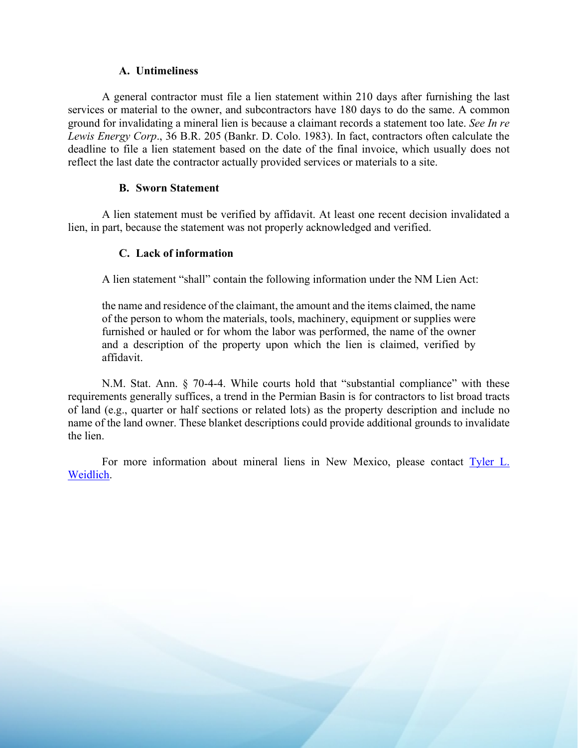### A. Untimeliness

A general contractor must file a lien statement within 210 days after furnishing the last services or material to the owner, and subcontractors have 180 days to do the same. A common ground for invalidating a mineral lien is because a claimant records a statement too late. *See In re Lewis Energy Corp*., 36 B.R. 205 (Bankr. D. Colo. 1983). In fact, contractors often calculate the deadline to file a lien statement based on the date of the final invoice, which usually does not reflect the last date the contractor actually provided services or materials to a site.

### B. Sworn Statement

A lien statement must be verified by affidavit. At least one recent decision invalidated a lien, in part, because the statement was not properly acknowledged and verified.

### C. Lack of information

A lien statement "shall" contain the following information under the NM Lien Act:

> the name and residence of the claimant, the amount and the items claimed, the name of the person to whom the materials, tools, machinery, equipment or supplies were furnished or hauled or for whom the labor was performed, the name of the owner and a description of the property upon which the lien is claimed, verified by affidavit.

N.M. Stat. Ann. § 70-4-4. While courts hold that "substantial compliance" with these requirements generally suffices, a trend in the Permian Basin is for contractors to list broad tracts of land (e.g., quarter or half sections or related lots) as the property description and include no name of the land owner. These blanket descriptions could provide additional grounds to invalidate the lien.

For more information about mineral liens in New Mexico, please contact Tyler L. Weidlich.